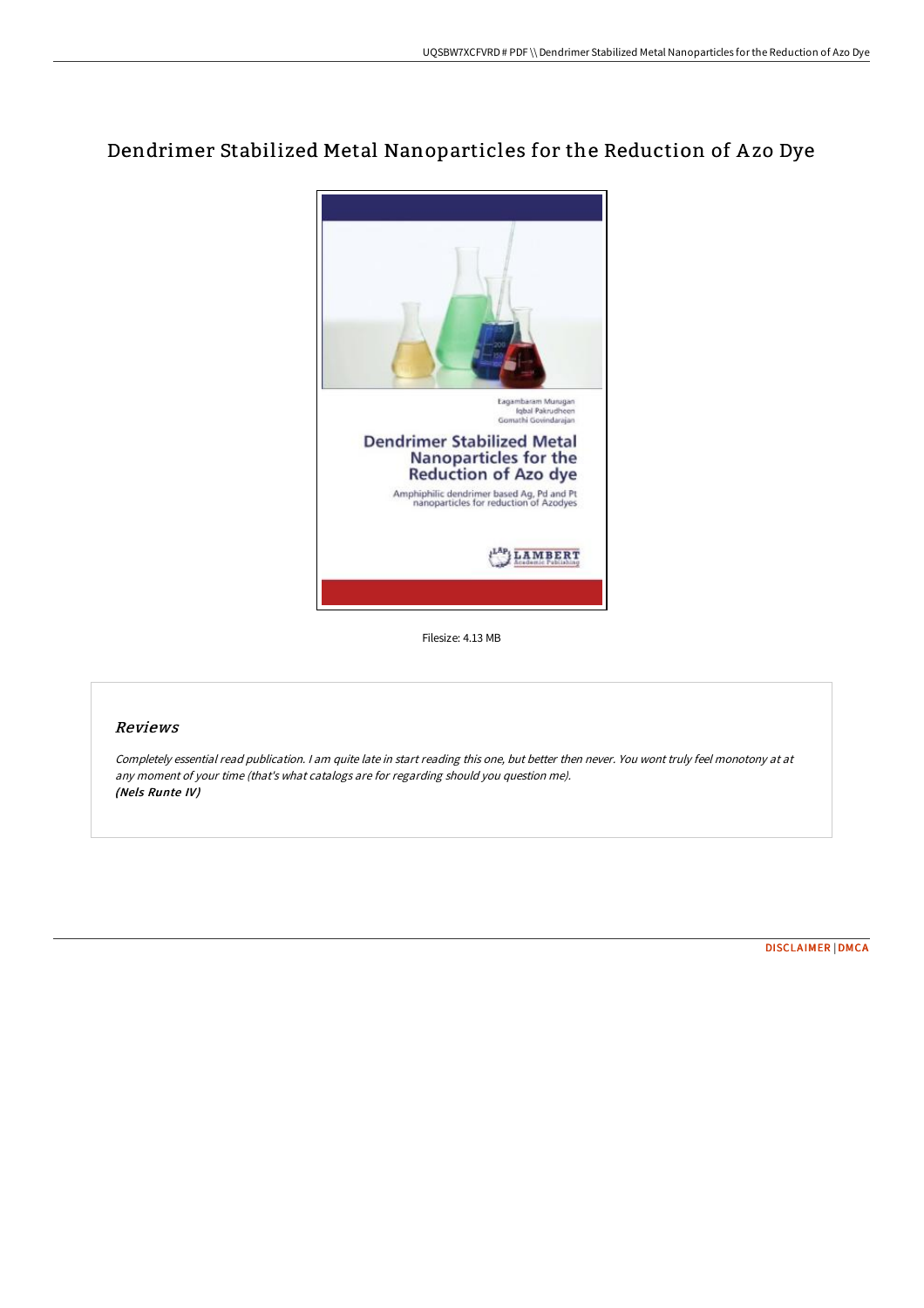# Dendrimer Stabilized Metal Nanoparticles for the Reduction of Azo Dye

Filesize: 4.13 MB

## Reviews

*Completely essential read publication. I am quite late in start reading this one, but better then never. You wont truly feel monotony at at any moment of your time (that's what catalogs are for regarding should you question me).*
***(Nels Runte IV)***

DISCLAIMER | DMCA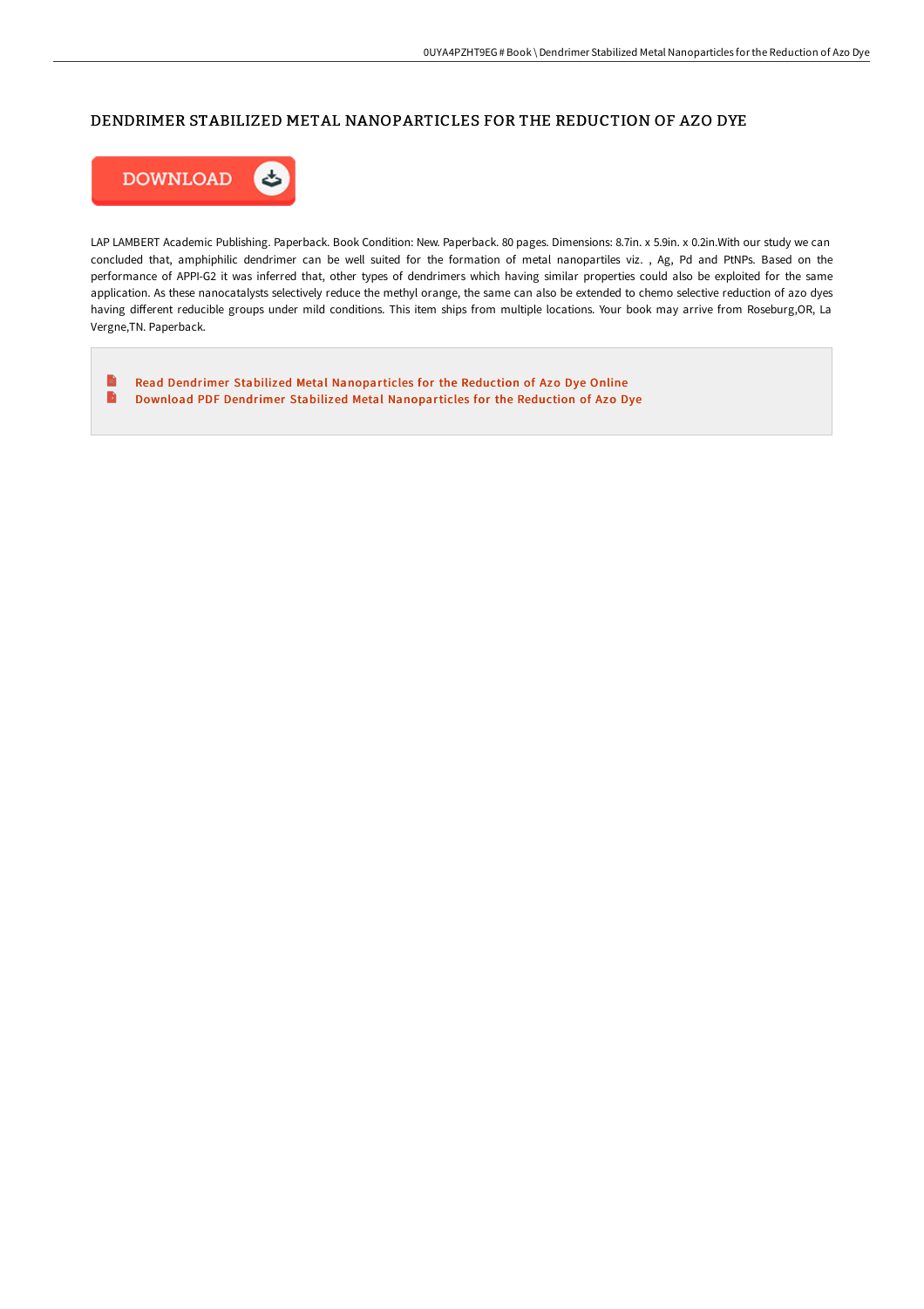# DENDRIMER STABILIZED METAL NANOPARTICLES FOR THE REDUCTION OF AZO DYE

LAP LAMBERT Academic Publishing. Paperback. Book Condition: New. Paperback. 80 pages. Dimensions: 8.7in. x 5.9in. x 0.2in.With our study we can concluded that, amphiphilic dendrimer can be well suited for the formation of metal nanopartiles viz. , Ag, Pd and PtNPs. Based on the performance of APPI-G2 it was inferred that, other types of dendrimers which having similar properties could also be exploited for the same application. As these nanocatalysts selectively reduce the methyl orange, the same can also be extended to chemo selective reduction of azo dyes having different reducible groups under mild conditions. This item ships from multiple locations. Your book may arrive from Roseburg,OR, La Vergne,TN. Paperback.

- Read Dendrimer Stabilized Metal Nanoparticles for the Reduction of Azo Dye Online
- Download PDF Dendrimer Stabilized Metal Nanoparticles for the Reduction of Azo Dye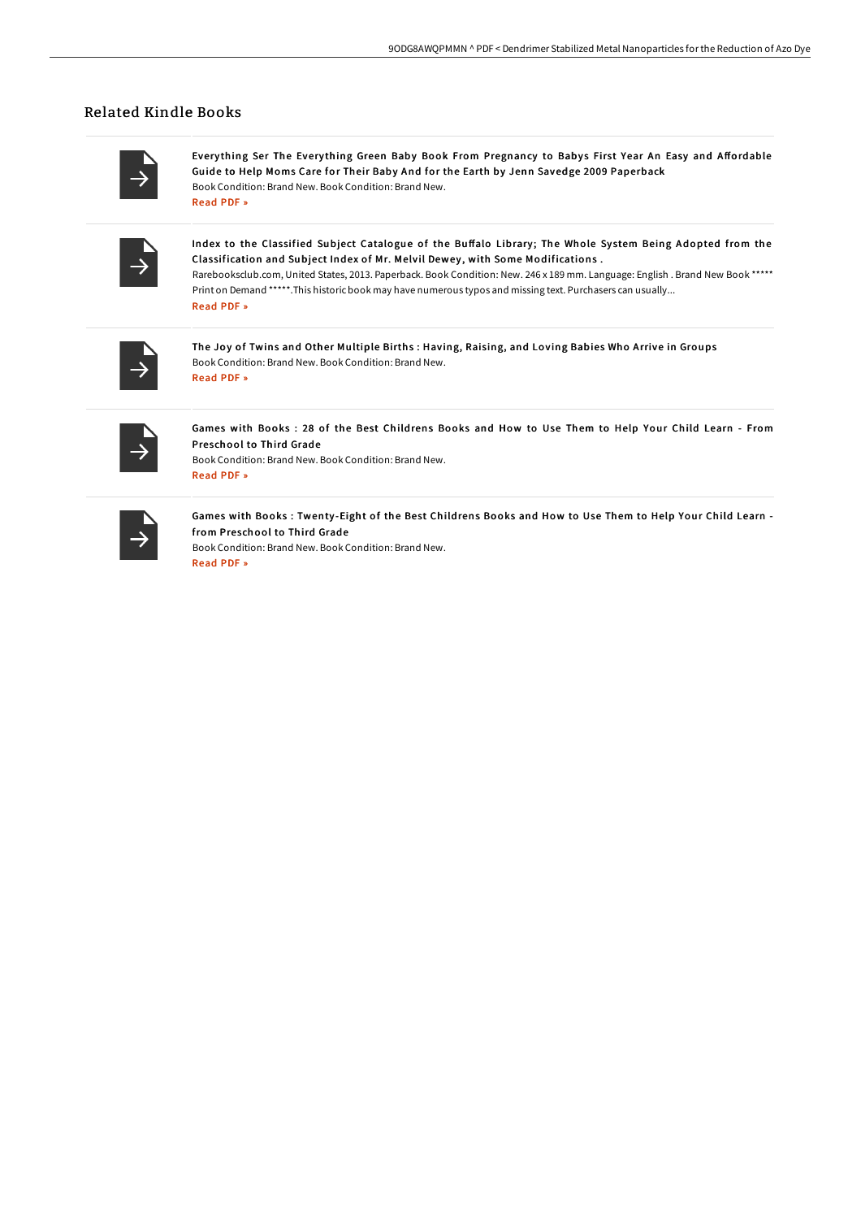## Related Kindle Books

**Everything Ser The Everything Green Baby Book From Pregnancy to Babys First Year An Easy and Affordable Guide to Help Moms Care for Their Baby And for the Earth by Jenn Savedge 2009 Paperback**
Book Condition: Brand New. Book Condition: Brand New.
Read PDF »

**Index to the Classified Subject Catalogue of the Buffalo Library; The Whole System Being Adopted from the Classification and Subject Index of Mr. Melvil Dewey, with Some Modifications .**
Rarebooksclub.com, United States, 2013. Paperback. Book Condition: New. 246 x 189 mm. Language: English . Brand New Book ***** Print on Demand *****.This historic book may have numerous typos and missing text. Purchasers can usually...
Read PDF »

**The Joy of Twins and Other Multiple Births : Having, Raising, and Loving Babies Who Arrive in Groups**
Book Condition: Brand New. Book Condition: Brand New.
Read PDF »

**Games with Books : 28 of the Best Childrens Books and How to Use Them to Help Your Child Learn - From Preschool to Third Grade**
Book Condition: Brand New. Book Condition: Brand New.
Read PDF »

**Games with Books : Twenty-Eight of the Best Childrens Books and How to Use Them to Help Your Child Learn - from Preschool to Third Grade**
Book Condition: Brand New. Book Condition: Brand New.
Read PDF »